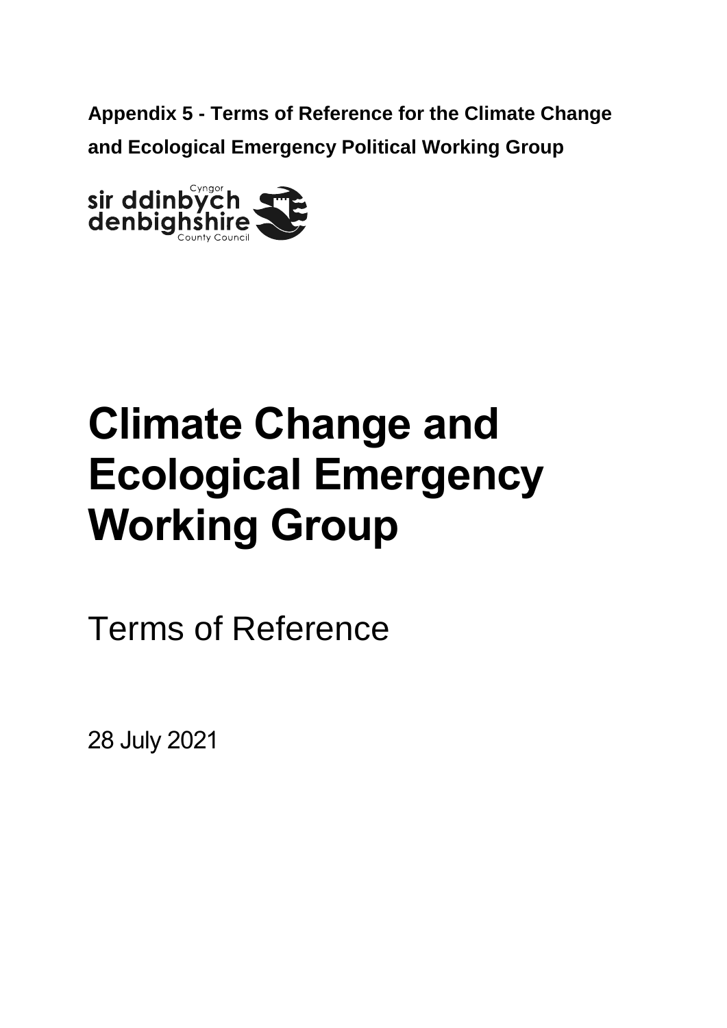**Appendix 5 - Terms of Reference for the Climate Change and Ecological Emergency Political Working Group**

Cyngor sir ddinbych
denbighshire County Council

# Climate Change and Ecological Emergency Working Group

Terms of Reference

28 July 2021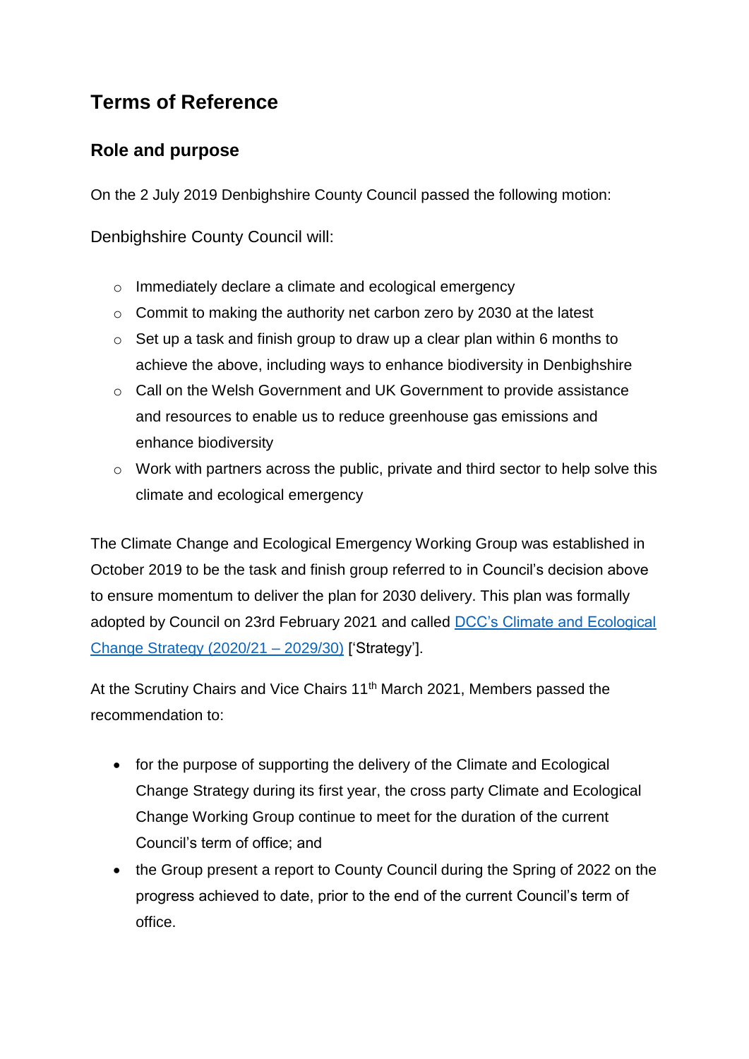# Terms of Reference

## Role and purpose

On the 2 July 2019 Denbighshire County Council passed the following motion:

Denbighshire County Council will:

- Immediately declare a climate and ecological emergency
- Commit to making the authority net carbon zero by 2030 at the latest
- Set up a task and finish group to draw up a clear plan within 6 months to achieve the above, including ways to enhance biodiversity in Denbighshire
- Call on the Welsh Government and UK Government to provide assistance and resources to enable us to reduce greenhouse gas emissions and enhance biodiversity
- Work with partners across the public, private and third sector to help solve this climate and ecological emergency

The Climate Change and Ecological Emergency Working Group was established in October 2019 to be the task and finish group referred to in Council's decision above to ensure momentum to deliver the plan for 2030 delivery. This plan was formally adopted by Council on 23rd February 2021 and called DCC's Climate and Ecological Change Strategy (2020/21 – 2029/30) ['Strategy'].

At the Scrutiny Chairs and Vice Chairs 11th March 2021, Members passed the recommendation to:

- for the purpose of supporting the delivery of the Climate and Ecological Change Strategy during its first year, the cross party Climate and Ecological Change Working Group continue to meet for the duration of the current Council's term of office; and
- the Group present a report to County Council during the Spring of 2022 on the progress achieved to date, prior to the end of the current Council's term of office.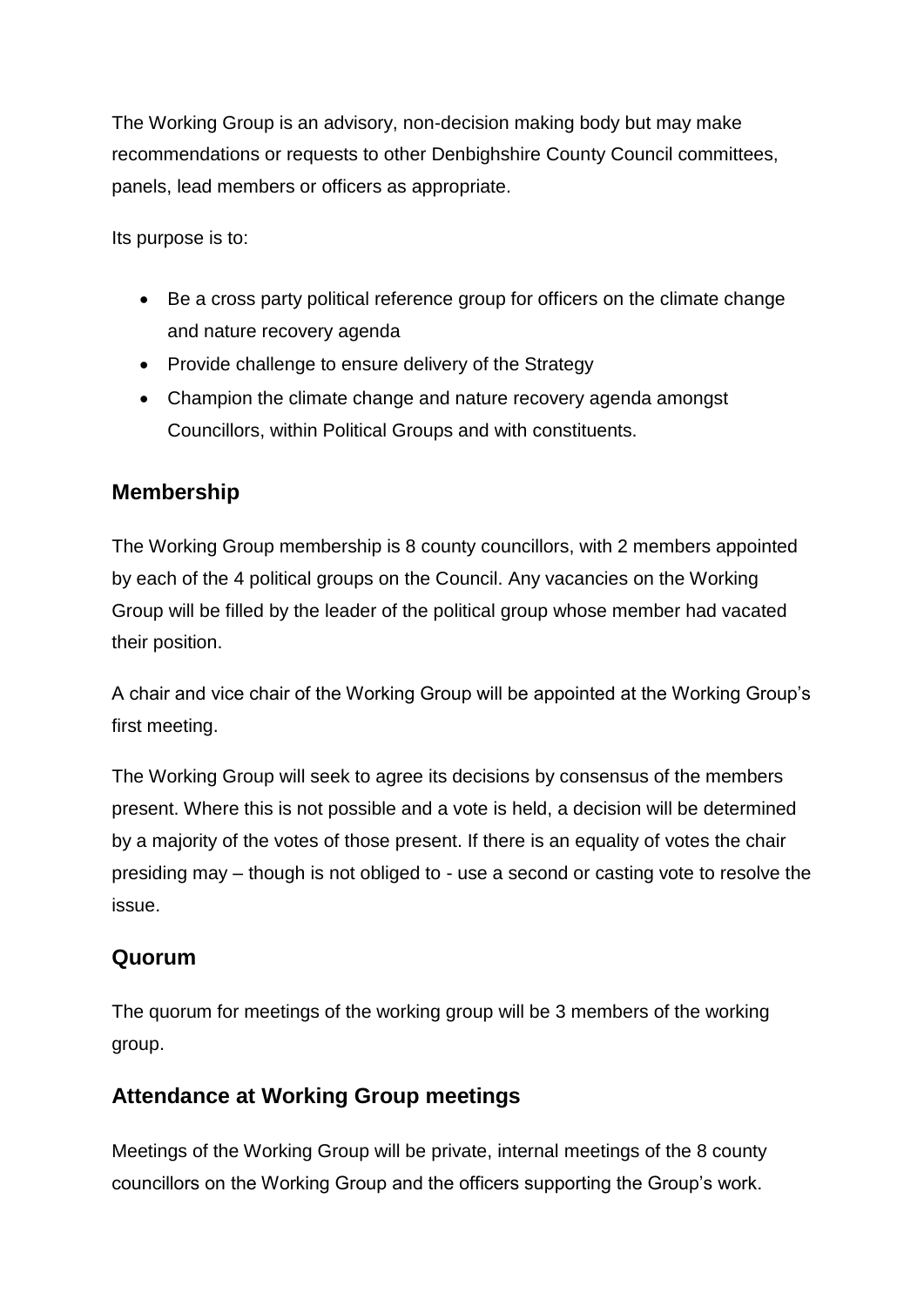The Working Group is an advisory, non-decision making body but may make recommendations or requests to other Denbighshire County Council committees, panels, lead members or officers as appropriate.

Its purpose is to:

- Be a cross party political reference group for officers on the climate change and nature recovery agenda
- Provide challenge to ensure delivery of the Strategy
- Champion the climate change and nature recovery agenda amongst Councillors, within Political Groups and with constituents.

## Membership

The Working Group membership is 8 county councillors, with 2 members appointed by each of the 4 political groups on the Council. Any vacancies on the Working Group will be filled by the leader of the political group whose member had vacated their position.

A chair and vice chair of the Working Group will be appointed at the Working Group's first meeting.

The Working Group will seek to agree its decisions by consensus of the members present. Where this is not possible and a vote is held, a decision will be determined by a majority of the votes of those present. If there is an equality of votes the chair presiding may – though is not obliged to - use a second or casting vote to resolve the issue.

## Quorum

The quorum for meetings of the working group will be 3 members of the working group.

## Attendance at Working Group meetings

Meetings of the Working Group will be private, internal meetings of the 8 county councillors on the Working Group and the officers supporting the Group's work.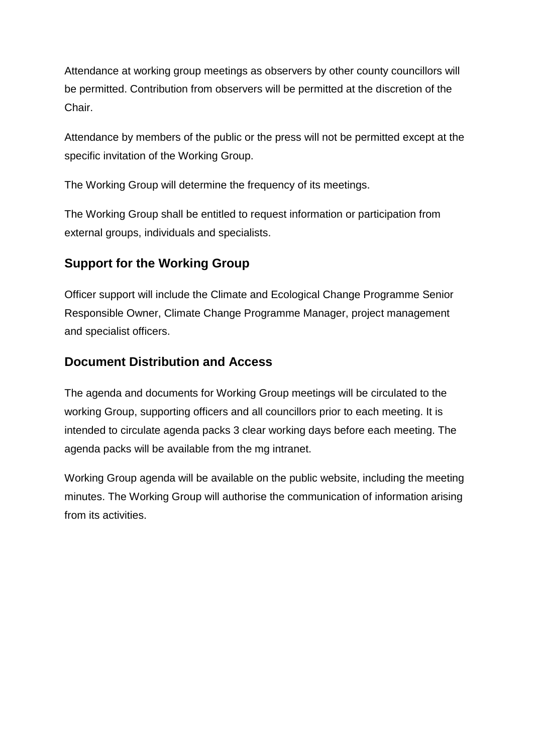Attendance at working group meetings as observers by other county councillors will be permitted. Contribution from observers will be permitted at the discretion of the Chair.

Attendance by members of the public or the press will not be permitted except at the specific invitation of the Working Group.

The Working Group will determine the frequency of its meetings.

The Working Group shall be entitled to request information or participation from external groups, individuals and specialists.

## Support for the Working Group

Officer support will include the Climate and Ecological Change Programme Senior Responsible Owner, Climate Change Programme Manager, project management and specialist officers.

## Document Distribution and Access

The agenda and documents for Working Group meetings will be circulated to the working Group, supporting officers and all councillors prior to each meeting. It is intended to circulate agenda packs 3 clear working days before each meeting. The agenda packs will be available from the mg intranet.

Working Group agenda will be available on the public website, including the meeting minutes. The Working Group will authorise the communication of information arising from its activities.